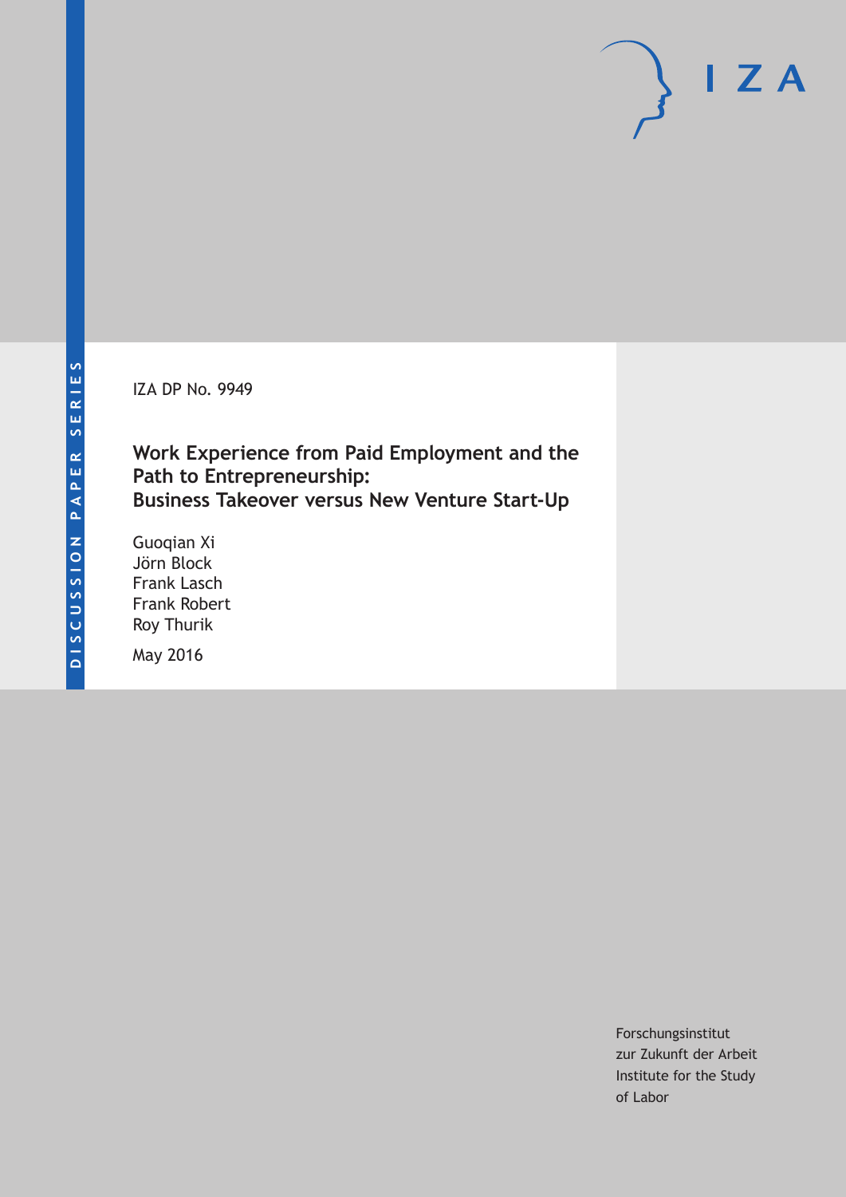DISCUSSION PAPER SERIES

IZA DP No. 9949

# Work Experience from Paid Employment and the Path to Entrepreneurship: Business Takeover versus New Venture Start-Up

Guoqian Xi
Jörn Block
Frank Lasch
Frank Robert
Roy Thurik

May 2016

Forschungsinstitut
zur Zukunft der Arbeit
Institute for the Study
of Labor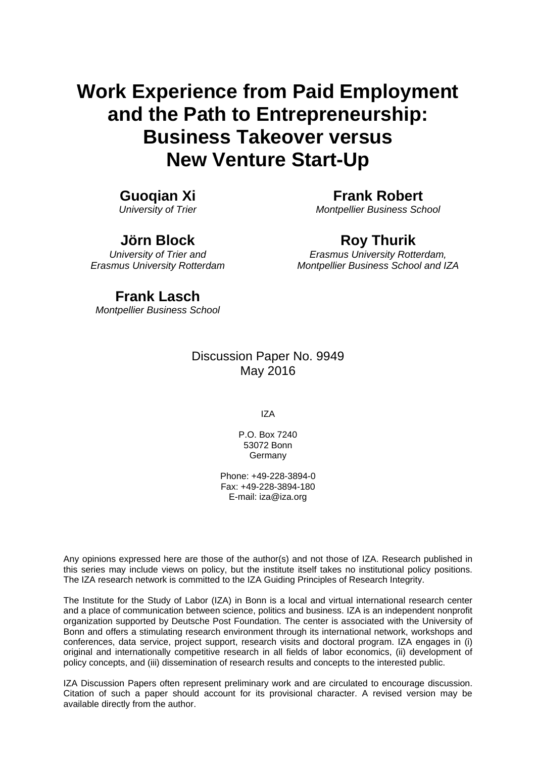# Work Experience from Paid Employment and the Path to Entrepreneurship: Business Takeover versus New Venture Start-Up

**Guoqian Xi**
*University of Trier*

**Frank Robert**
*Montpellier Business School*

**Jörn Block**
*University of Trier and Erasmus University Rotterdam*

**Roy Thurik**
*Erasmus University Rotterdam, Montpellier Business School and IZA*

**Frank Lasch**
*Montpellier Business School*

Discussion Paper No. 9949
May 2016

IZA

P.O. Box 7240
53072 Bonn
Germany

Phone: +49-228-3894-0
Fax: +49-228-3894-180
E-mail: iza@iza.org

Any opinions expressed here are those of the author(s) and not those of IZA. Research published in this series may include views on policy, but the institute itself takes no institutional policy positions. The IZA research network is committed to the IZA Guiding Principles of Research Integrity.

The Institute for the Study of Labor (IZA) in Bonn is a local and virtual international research center and a place of communication between science, politics and business. IZA is an independent nonprofit organization supported by Deutsche Post Foundation. The center is associated with the University of Bonn and offers a stimulating research environment through its international network, workshops and conferences, data service, project support, research visits and doctoral program. IZA engages in (i) original and internationally competitive research in all fields of labor economics, (ii) development of policy concepts, and (iii) dissemination of research results and concepts to the interested public.

IZA Discussion Papers often represent preliminary work and are circulated to encourage discussion. Citation of such a paper should account for its provisional character. A revised version may be available directly from the author.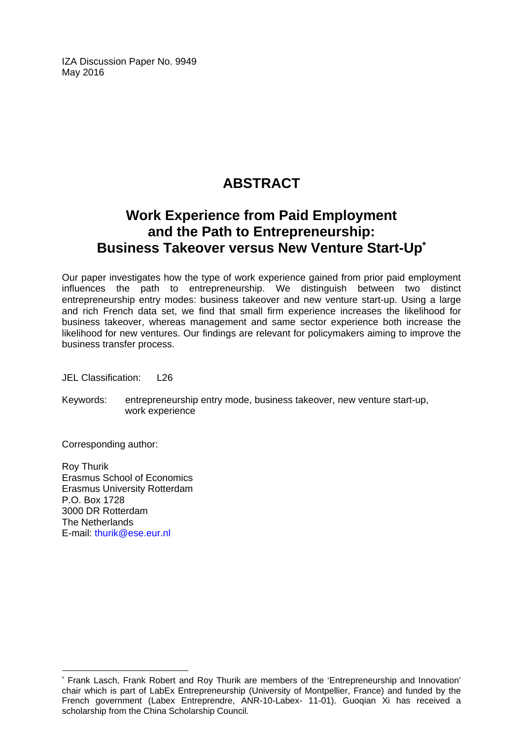IZA Discussion Paper No. 9949
May 2016

# ABSTRACT

## Work Experience from Paid Employment and the Path to Entrepreneurship: Business Takeover versus New Venture Start-Up*

Our paper investigates how the type of work experience gained from prior paid employment influences the path to entrepreneurship. We distinguish between two distinct entrepreneurship entry modes: business takeover and new venture start-up. Using a large and rich French data set, we find that small firm experience increases the likelihood for business takeover, whereas management and same sector experience both increase the likelihood for new ventures. Our findings are relevant for policymakers aiming to improve the business transfer process.

JEL Classification: L26

Keywords: entrepreneurship entry mode, business takeover, new venture start-up, work experience

Corresponding author:

Roy Thurik
Erasmus School of Economics
Erasmus University Rotterdam
P.O. Box 1728
3000 DR Rotterdam
The Netherlands
E-mail: thurik@ese.eur.nl

---

* Frank Lasch, Frank Robert and Roy Thurik are members of the 'Entrepreneurship and Innovation' chair which is part of LabEx Entrepreneurship (University of Montpellier, France) and funded by the French government (Labex Entreprendre, ANR-10-Labex- 11-01). Guoqian Xi has received a scholarship from the China Scholarship Council.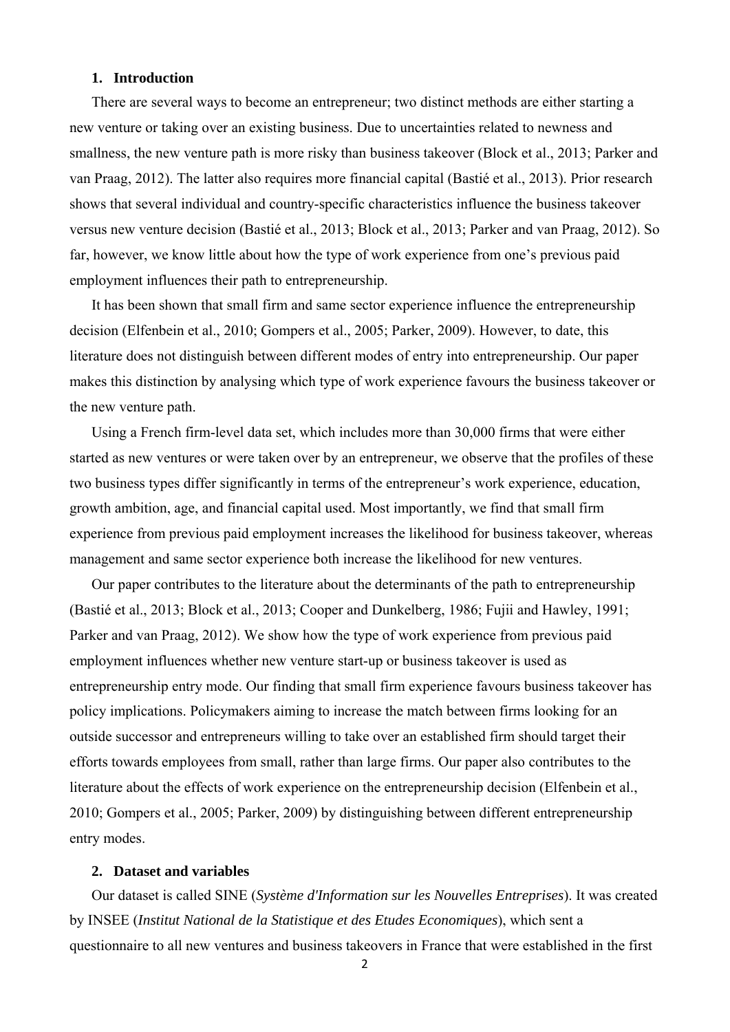## 1. Introduction

There are several ways to become an entrepreneur; two distinct methods are either starting a new venture or taking over an existing business. Due to uncertainties related to newness and smallness, the new venture path is more risky than business takeover (Block et al., 2013; Parker and van Praag, 2012). The latter also requires more financial capital (Bastié et al., 2013). Prior research shows that several individual and country-specific characteristics influence the business takeover versus new venture decision (Bastié et al., 2013; Block et al., 2013; Parker and van Praag, 2012). So far, however, we know little about how the type of work experience from one's previous paid employment influences their path to entrepreneurship.

It has been shown that small firm and same sector experience influence the entrepreneurship decision (Elfenbein et al., 2010; Gompers et al., 2005; Parker, 2009). However, to date, this literature does not distinguish between different modes of entry into entrepreneurship. Our paper makes this distinction by analysing which type of work experience favours the business takeover or the new venture path.

Using a French firm-level data set, which includes more than 30,000 firms that were either started as new ventures or were taken over by an entrepreneur, we observe that the profiles of these two business types differ significantly in terms of the entrepreneur's work experience, education, growth ambition, age, and financial capital used. Most importantly, we find that small firm experience from previous paid employment increases the likelihood for business takeover, whereas management and same sector experience both increase the likelihood for new ventures.

Our paper contributes to the literature about the determinants of the path to entrepreneurship (Bastié et al., 2013; Block et al., 2013; Cooper and Dunkelberg, 1986; Fujii and Hawley, 1991; Parker and van Praag, 2012). We show how the type of work experience from previous paid employment influences whether new venture start-up or business takeover is used as entrepreneurship entry mode. Our finding that small firm experience favours business takeover has policy implications. Policymakers aiming to increase the match between firms looking for an outside successor and entrepreneurs willing to take over an established firm should target their efforts towards employees from small, rather than large firms. Our paper also contributes to the literature about the effects of work experience on the entrepreneurship decision (Elfenbein et al., 2010; Gompers et al., 2005; Parker, 2009) by distinguishing between different entrepreneurship entry modes.

## 2. Dataset and variables

Our dataset is called SINE (*Système d'Information sur les Nouvelles Entreprises*). It was created by INSEE (*Institut National de la Statistique et des Etudes Economiques*), which sent a questionnaire to all new ventures and business takeovers in France that were established in the first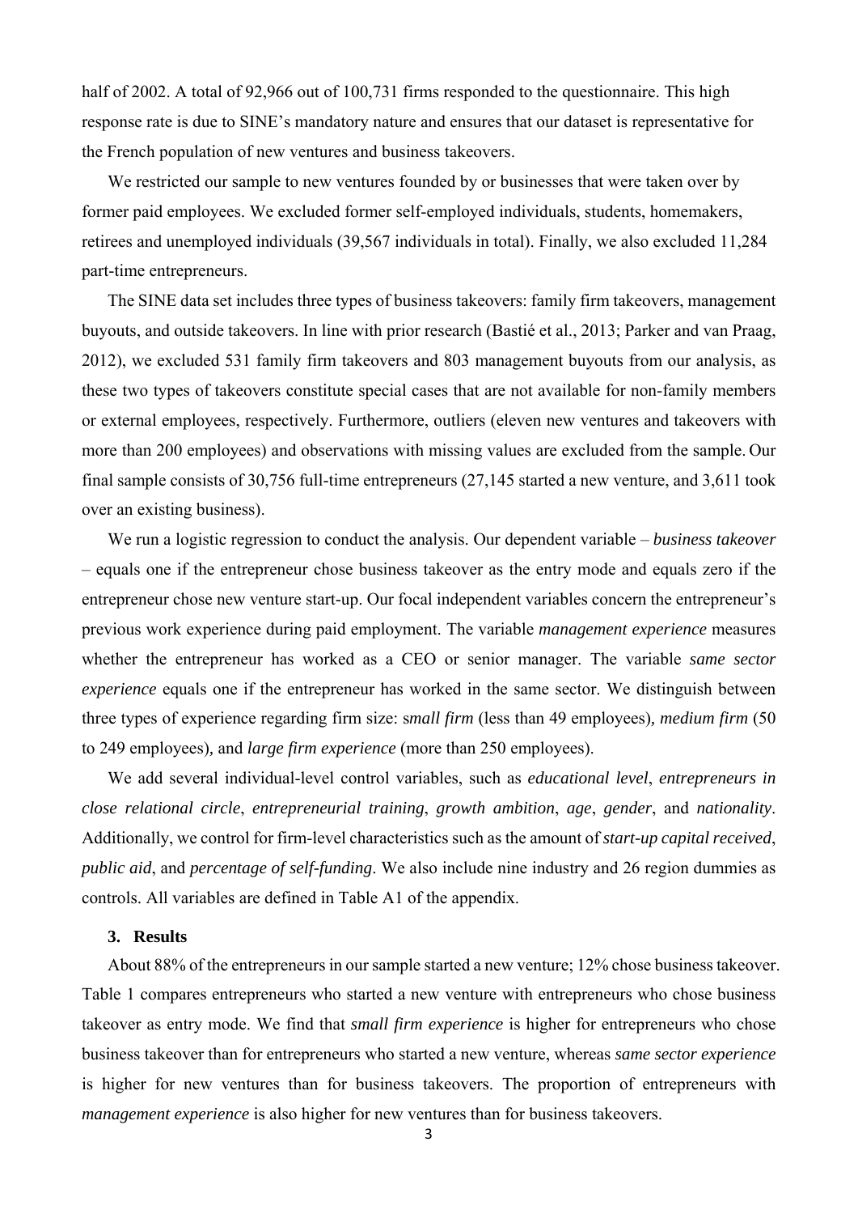half of 2002. A total of 92,966 out of 100,731 firms responded to the questionnaire. This high response rate is due to SINE's mandatory nature and ensures that our dataset is representative for the French population of new ventures and business takeovers.

We restricted our sample to new ventures founded by or businesses that were taken over by former paid employees. We excluded former self-employed individuals, students, homemakers, retirees and unemployed individuals (39,567 individuals in total). Finally, we also excluded 11,284 part-time entrepreneurs.

The SINE data set includes three types of business takeovers: family firm takeovers, management buyouts, and outside takeovers. In line with prior research (Bastié et al., 2013; Parker and van Praag, 2012), we excluded 531 family firm takeovers and 803 management buyouts from our analysis, as these two types of takeovers constitute special cases that are not available for non-family members or external employees, respectively. Furthermore, outliers (eleven new ventures and takeovers with more than 200 employees) and observations with missing values are excluded from the sample. Our final sample consists of 30,756 full-time entrepreneurs (27,145 started a new venture, and 3,611 took over an existing business).

We run a logistic regression to conduct the analysis. Our dependent variable – *business takeover* – equals one if the entrepreneur chose business takeover as the entry mode and equals zero if the entrepreneur chose new venture start-up. Our focal independent variables concern the entrepreneur's previous work experience during paid employment. The variable *management experience* measures whether the entrepreneur has worked as a CEO or senior manager. The variable *same sector experience* equals one if the entrepreneur has worked in the same sector. We distinguish between three types of experience regarding firm size: *small firm* (less than 49 employees), *medium firm* (50 to 249 employees), and *large firm experience* (more than 250 employees).

We add several individual-level control variables, such as *educational level*, *entrepreneurs in close relational circle*, *entrepreneurial training*, *growth ambition*, *age*, *gender*, and *nationality*. Additionally, we control for firm-level characteristics such as the amount of *start-up capital received*, *public aid*, and *percentage of self-funding*. We also include nine industry and 26 region dummies as controls. All variables are defined in Table A1 of the appendix.

## 3. Results

About 88% of the entrepreneurs in our sample started a new venture; 12% chose business takeover. Table 1 compares entrepreneurs who started a new venture with entrepreneurs who chose business takeover as entry mode. We find that *small firm experience* is higher for entrepreneurs who chose business takeover than for entrepreneurs who started a new venture, whereas *same sector experience* is higher for new ventures than for business takeovers. The proportion of entrepreneurs with *management experience* is also higher for new ventures than for business takeovers.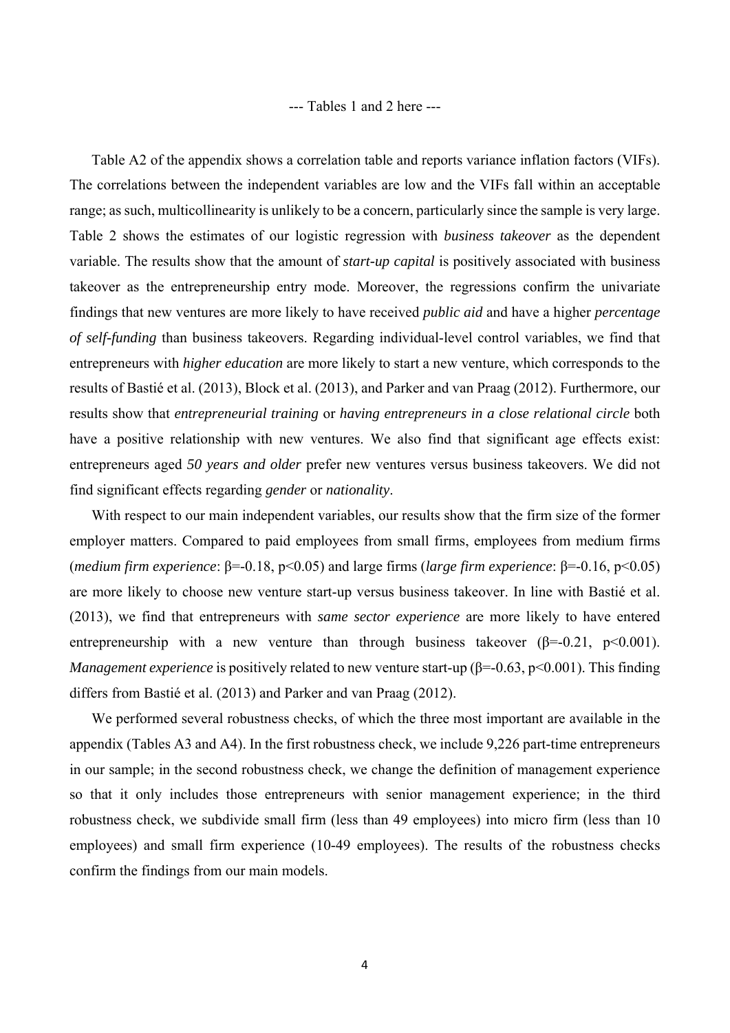--- Tables 1 and 2 here ---

Table A2 of the appendix shows a correlation table and reports variance inflation factors (VIFs). The correlations between the independent variables are low and the VIFs fall within an acceptable range; as such, multicollinearity is unlikely to be a concern, particularly since the sample is very large. Table 2 shows the estimates of our logistic regression with *business takeover* as the dependent variable. The results show that the amount of *start-up capital* is positively associated with business takeover as the entrepreneurship entry mode. Moreover, the regressions confirm the univariate findings that new ventures are more likely to have received *public aid* and have a higher *percentage of self-funding* than business takeovers. Regarding individual-level control variables, we find that entrepreneurs with *higher education* are more likely to start a new venture, which corresponds to the results of Bastié et al. (2013), Block et al. (2013), and Parker and van Praag (2012). Furthermore, our results show that *entrepreneurial training* or *having entrepreneurs in a close relational circle* both have a positive relationship with new ventures. We also find that significant age effects exist: entrepreneurs aged *50 years and older* prefer new ventures versus business takeovers. We did not find significant effects regarding *gender* or *nationality*.

With respect to our main independent variables, our results show that the firm size of the former employer matters. Compared to paid employees from small firms, employees from medium firms (*medium firm experience*: $\beta=-0.18$, $p<0.05$) and large firms (*large firm experience*: $\beta=-0.16$, $p<0.05$) are more likely to choose new venture start-up versus business takeover. In line with Bastié et al. (2013), we find that entrepreneurs with *same sector experience* are more likely to have entered entrepreneurship with a new venture than through business takeover ($\beta=-0.21$, $p<0.001$). *Management experience* is positively related to new venture start-up ($\beta=-0.63$, $p<0.001$). This finding differs from Bastié et al. (2013) and Parker and van Praag (2012).

We performed several robustness checks, of which the three most important are available in the appendix (Tables A3 and A4). In the first robustness check, we include 9,226 part-time entrepreneurs in our sample; in the second robustness check, we change the definition of management experience so that it only includes those entrepreneurs with senior management experience; in the third robustness check, we subdivide small firm (less than 49 employees) into micro firm (less than 10 employees) and small firm experience (10-49 employees). The results of the robustness checks confirm the findings from our main models.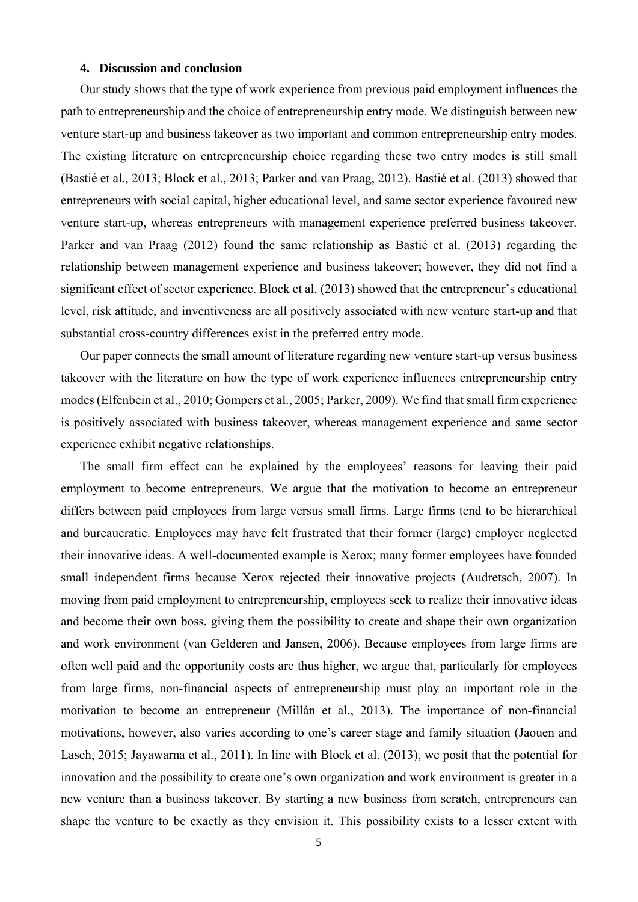## 4. Discussion and conclusion

Our study shows that the type of work experience from previous paid employment influences the path to entrepreneurship and the choice of entrepreneurship entry mode. We distinguish between new venture start-up and business takeover as two important and common entrepreneurship entry modes. The existing literature on entrepreneurship choice regarding these two entry modes is still small (Bastié et al., 2013; Block et al., 2013; Parker and van Praag, 2012). Bastié et al. (2013) showed that entrepreneurs with social capital, higher educational level, and same sector experience favoured new venture start-up, whereas entrepreneurs with management experience preferred business takeover. Parker and van Praag (2012) found the same relationship as Bastié et al. (2013) regarding the relationship between management experience and business takeover; however, they did not find a significant effect of sector experience. Block et al. (2013) showed that the entrepreneur's educational level, risk attitude, and inventiveness are all positively associated with new venture start-up and that substantial cross-country differences exist in the preferred entry mode.

Our paper connects the small amount of literature regarding new venture start-up versus business takeover with the literature on how the type of work experience influences entrepreneurship entry modes (Elfenbein et al., 2010; Gompers et al., 2005; Parker, 2009). We find that small firm experience is positively associated with business takeover, whereas management experience and same sector experience exhibit negative relationships.

The small firm effect can be explained by the employees' reasons for leaving their paid employment to become entrepreneurs. We argue that the motivation to become an entrepreneur differs between paid employees from large versus small firms. Large firms tend to be hierarchical and bureaucratic. Employees may have felt frustrated that their former (large) employer neglected their innovative ideas. A well-documented example is Xerox; many former employees have founded small independent firms because Xerox rejected their innovative projects (Audretsch, 2007). In moving from paid employment to entrepreneurship, employees seek to realize their innovative ideas and become their own boss, giving them the possibility to create and shape their own organization and work environment (van Gelderen and Jansen, 2006). Because employees from large firms are often well paid and the opportunity costs are thus higher, we argue that, particularly for employees from large firms, non-financial aspects of entrepreneurship must play an important role in the motivation to become an entrepreneur (Millán et al., 2013). The importance of non-financial motivations, however, also varies according to one's career stage and family situation (Jaouen and Lasch, 2015; Jayawarna et al., 2011). In line with Block et al. (2013), we posit that the potential for innovation and the possibility to create one's own organization and work environment is greater in a new venture than a business takeover. By starting a new business from scratch, entrepreneurs can shape the venture to be exactly as they envision it. This possibility exists to a lesser extent with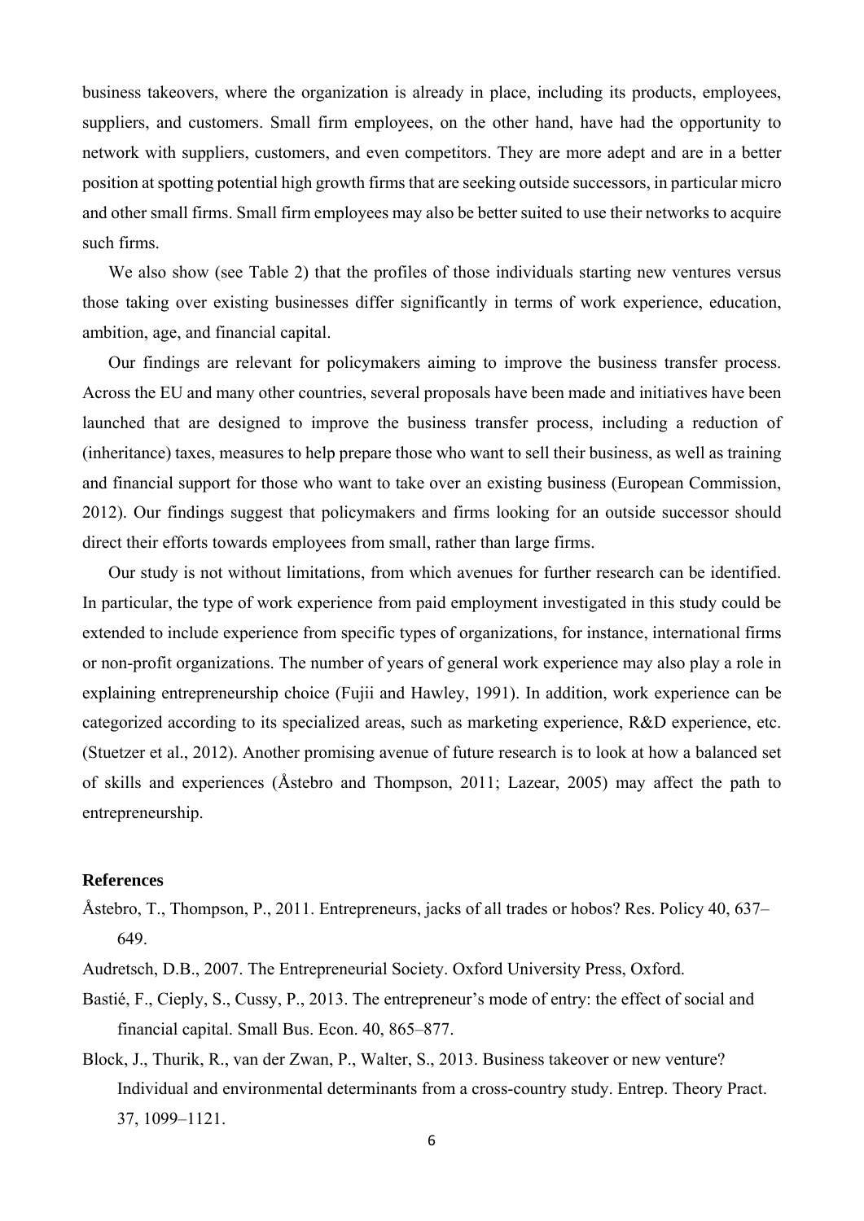business takeovers, where the organization is already in place, including its products, employees, suppliers, and customers. Small firm employees, on the other hand, have had the opportunity to network with suppliers, customers, and even competitors. They are more adept and are in a better position at spotting potential high growth firms that are seeking outside successors, in particular micro and other small firms. Small firm employees may also be better suited to use their networks to acquire such firms.

We also show (see Table 2) that the profiles of those individuals starting new ventures versus those taking over existing businesses differ significantly in terms of work experience, education, ambition, age, and financial capital.

Our findings are relevant for policymakers aiming to improve the business transfer process. Across the EU and many other countries, several proposals have been made and initiatives have been launched that are designed to improve the business transfer process, including a reduction of (inheritance) taxes, measures to help prepare those who want to sell their business, as well as training and financial support for those who want to take over an existing business (European Commission, 2012). Our findings suggest that policymakers and firms looking for an outside successor should direct their efforts towards employees from small, rather than large firms.

Our study is not without limitations, from which avenues for further research can be identified. In particular, the type of work experience from paid employment investigated in this study could be extended to include experience from specific types of organizations, for instance, international firms or non-profit organizations. The number of years of general work experience may also play a role in explaining entrepreneurship choice (Fujii and Hawley, 1991). In addition, work experience can be categorized according to its specialized areas, such as marketing experience, R&D experience, etc. (Stuetzer et al., 2012). Another promising avenue of future research is to look at how a balanced set of skills and experiences (Åstebro and Thompson, 2011; Lazear, 2005) may affect the path to entrepreneurship.

**References**

Åstebro, T., Thompson, P., 2011. Entrepreneurs, jacks of all trades or hobos? Res. Policy 40, 637–649.

Audretsch, D.B., 2007. The Entrepreneurial Society. Oxford University Press, Oxford.

Bastié, F., Cieply, S., Cussy, P., 2013. The entrepreneur's mode of entry: the effect of social and financial capital. Small Bus. Econ. 40, 865–877.

Block, J., Thurik, R., van der Zwan, P., Walter, S., 2013. Business takeover or new venture? Individual and environmental determinants from a cross-country study. Entrep. Theory Pract. 37, 1099–1121.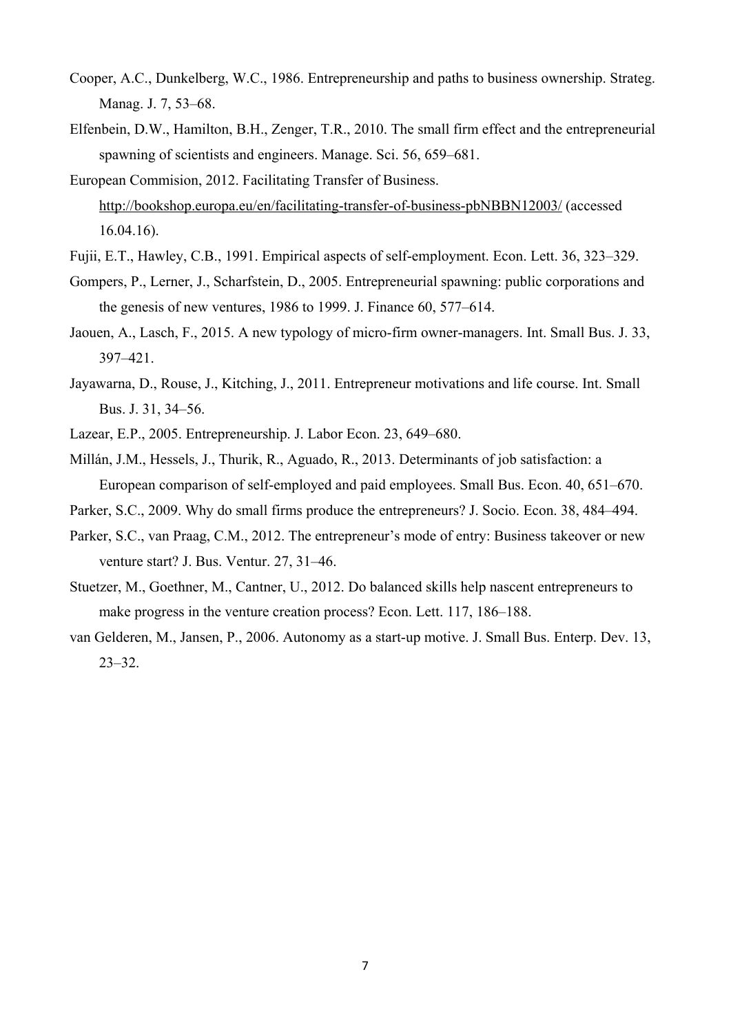Cooper, A.C., Dunkelberg, W.C., 1986. Entrepreneurship and paths to business ownership. Strateg. Manag. J. 7, 53–68.

Elfenbein, D.W., Hamilton, B.H., Zenger, T.R., 2010. The small firm effect and the entrepreneurial spawning of scientists and engineers. Manage. Sci. 56, 659–681.

European Commision, 2012. Facilitating Transfer of Business. http://bookshop.europa.eu/en/facilitating-transfer-of-business-pbNBBN12003/ (accessed 16.04.16).

Fujii, E.T., Hawley, C.B., 1991. Empirical aspects of self-employment. Econ. Lett. 36, 323–329.

Gompers, P., Lerner, J., Scharfstein, D., 2005. Entrepreneurial spawning: public corporations and the genesis of new ventures, 1986 to 1999. J. Finance 60, 577–614.

Jaouen, A., Lasch, F., 2015. A new typology of micro-firm owner-managers. Int. Small Bus. J. 33, 397–421.

Jayawarna, D., Rouse, J., Kitching, J., 2011. Entrepreneur motivations and life course. Int. Small Bus. J. 31, 34–56.

Lazear, E.P., 2005. Entrepreneurship. J. Labor Econ. 23, 649–680.

Millán, J.M., Hessels, J., Thurik, R., Aguado, R., 2013. Determinants of job satisfaction: a European comparison of self-employed and paid employees. Small Bus. Econ. 40, 651–670.

Parker, S.C., 2009. Why do small firms produce the entrepreneurs? J. Socio. Econ. 38, 484–494.

Parker, S.C., van Praag, C.M., 2012. The entrepreneur's mode of entry: Business takeover or new venture start? J. Bus. Ventur. 27, 31–46.

Stuetzer, M., Goethner, M., Cantner, U., 2012. Do balanced skills help nascent entrepreneurs to make progress in the venture creation process? Econ. Lett. 117, 186–188.

van Gelderen, M., Jansen, P., 2006. Autonomy as a start-up motive. J. Small Bus. Enterp. Dev. 13, 23–32.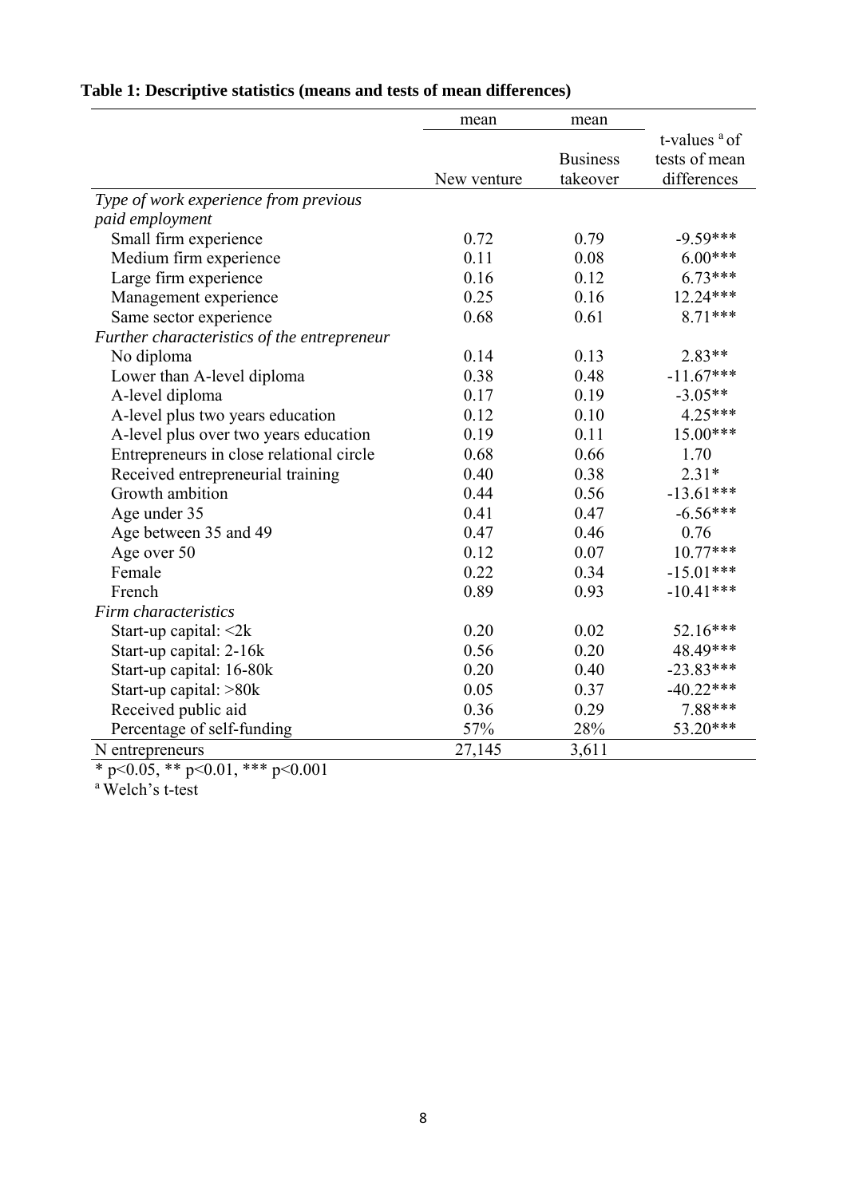**Table 1: Descriptive statistics (means and tests of mean differences)**

| | mean | mean | |
|---|---|---|---|
| | New venture | Business takeover | t-values [a] of tests of mean differences |
| *Type of work experience from previous paid employment* | | | |
| Small firm experience | 0.72 | 0.79 | -9.59*** |
| Medium firm experience | 0.11 | 0.08 | 6.00*** |
| Large firm experience | 0.16 | 0.12 | 6.73*** |
| Management experience | 0.25 | 0.16 | 12.24*** |
| Same sector experience | 0.68 | 0.61 | 8.71*** |
| *Further characteristics of the entrepreneur* | | | |
| No diploma | 0.14 | 0.13 | 2.83** |
| Lower than A-level diploma | 0.38 | 0.48 | -11.67*** |
| A-level diploma | 0.17 | 0.19 | -3.05** |
| A-level plus two years education | 0.12 | 0.10 | 4.25*** |
| A-level plus over two years education | 0.19 | 0.11 | 15.00*** |
| Entrepreneurs in close relational circle | 0.68 | 0.66 | 1.70 |
| Received entrepreneurial training | 0.40 | 0.38 | 2.31* |
| Growth ambition | 0.44 | 0.56 | -13.61*** |
| Age under 35 | 0.41 | 0.47 | -6.56*** |
| Age between 35 and 49 | 0.47 | 0.46 | 0.76 |
| Age over 50 | 0.12 | 0.07 | 10.77*** |
| Female | 0.22 | 0.34 | -15.01*** |
| French | 0.89 | 0.93 | -10.41*** |
| *Firm characteristics* | | | |
| Start-up capital: <2k | 0.20 | 0.02 | 52.16*** |
| Start-up capital: 2-16k | 0.56 | 0.20 | 48.49*** |
| Start-up capital: 16-80k | 0.20 | 0.40 | -23.83*** |
| Start-up capital: >80k | 0.05 | 0.37 | -40.22*** |
| Received public aid | 0.36 | 0.29 | 7.88*** |
| Percentage of self-funding | 57% | 28% | 53.20*** |
| N entrepreneurs | 27,145 | 3,611 | |

* p<0.05, ** p<0.01, *** p<0.001

[a] Welch's t-test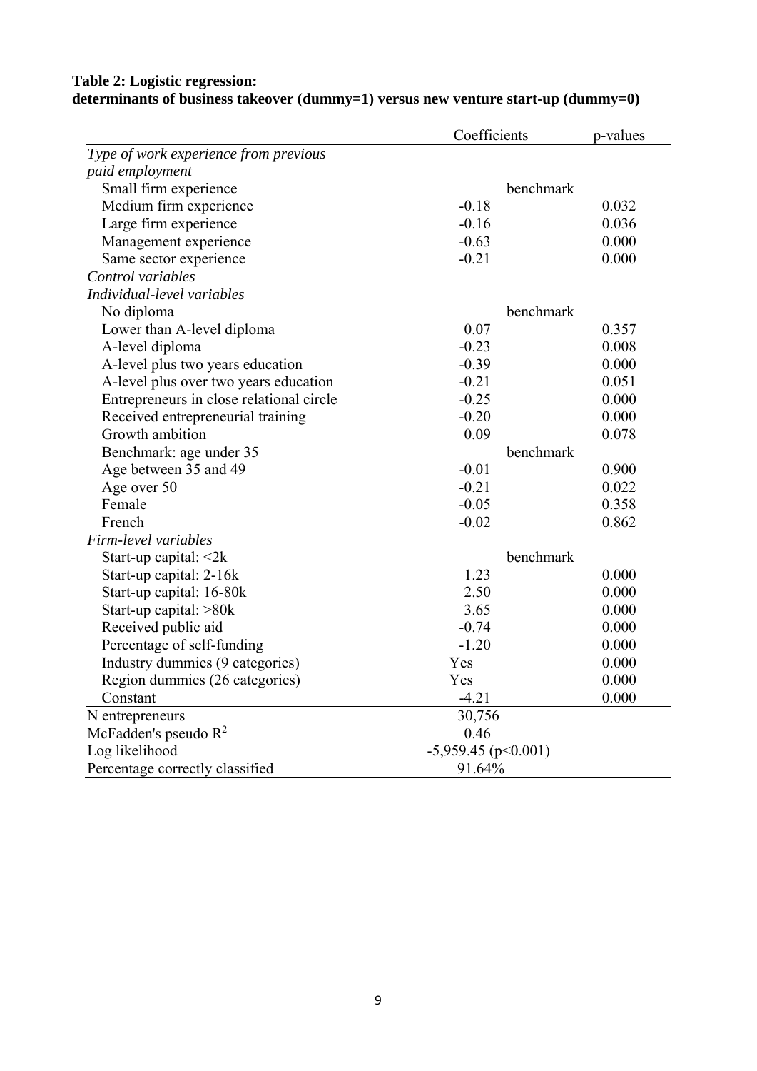**Table 2: Logistic regression:**
**determinants of business takeover (dummy=1) versus new venture start-up (dummy=0)**

| | Coefficients | p-values |
|---|---|---|
| *Type of work experience from previous paid employment* | | |
| Small firm experience | benchmark | |
| Medium firm experience | -0.18 | 0.032 |
| Large firm experience | -0.16 | 0.036 |
| Management experience | -0.63 | 0.000 |
| Same sector experience | -0.21 | 0.000 |
| *Control variables* | | |
| *Individual-level variables* | | |
| No diploma | benchmark | |
| Lower than A-level diploma | 0.07 | 0.357 |
| A-level diploma | -0.23 | 0.008 |
| A-level plus two years education | -0.39 | 0.000 |
| A-level plus over two years education | -0.21 | 0.051 |
| Entrepreneurs in close relational circle | -0.25 | 0.000 |
| Received entrepreneurial training | -0.20 | 0.000 |
| Growth ambition | 0.09 | 0.078 |
| Benchmark: age under 35 | benchmark | |
| Age between 35 and 49 | -0.01 | 0.900 |
| Age over 50 | -0.21 | 0.022 |
| Female | -0.05 | 0.358 |
| French | -0.02 | 0.862 |
| *Firm-level variables* | | |
| Start-up capital: <2k | benchmark | |
| Start-up capital: 2-16k | 1.23 | 0.000 |
| Start-up capital: 16-80k | 2.50 | 0.000 |
| Start-up capital: >80k | 3.65 | 0.000 |
| Received public aid | -0.74 | 0.000 |
| Percentage of self-funding | -1.20 | 0.000 |
| Industry dummies (9 categories) | Yes | 0.000 |
| Region dummies (26 categories) | Yes | 0.000 |
| Constant | -4.21 | 0.000 |
| N entrepreneurs | 30,756 | |
| McFadden's pseudo $R^2$ | 0.46 | |
| Log likelihood | -5,959.45 ($p<0.001$) | |
| Percentage correctly classified | 91.64% | |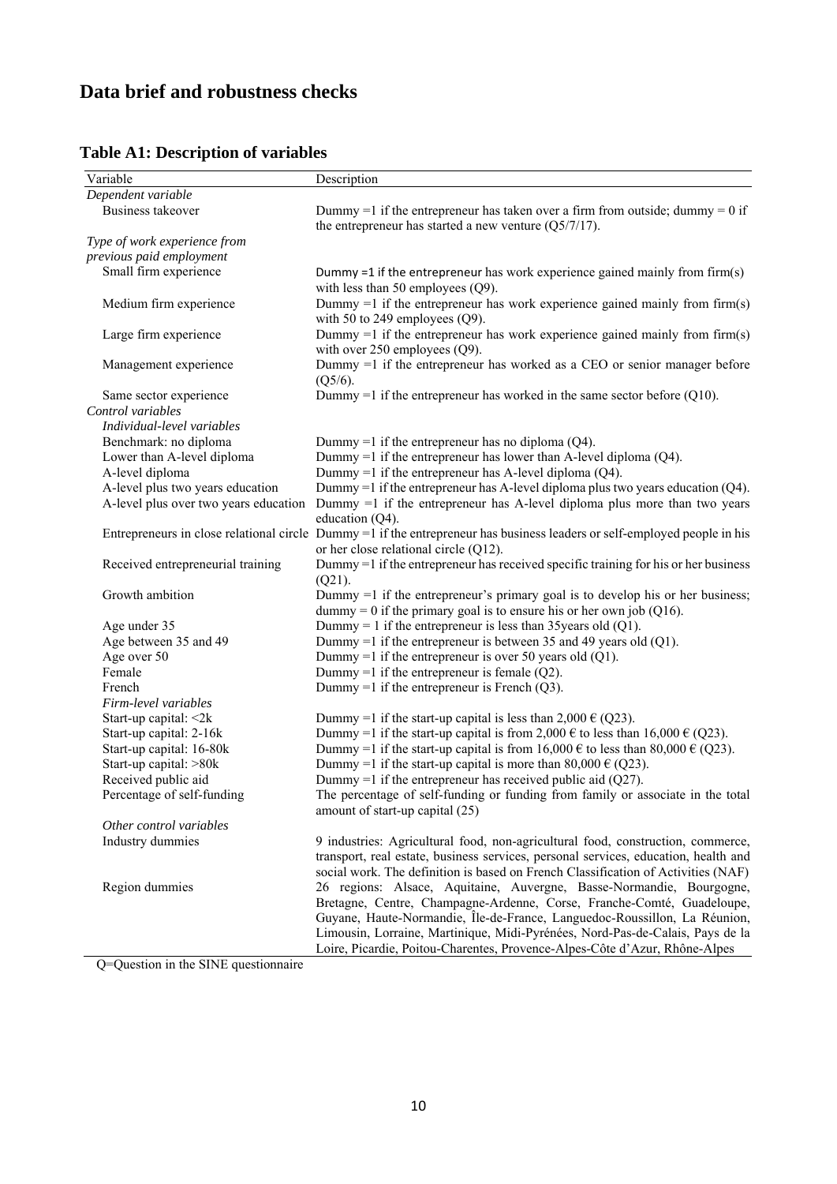# Data brief and robustness checks

## Table A1: Description of variables

| Variable | Description |
|---|---|
| *Dependent variable* | |
| Business takeover | Dummy =1 if the entrepreneur has taken over a firm from outside; dummy = 0 if the entrepreneur has started a new venture (Q5/7/17). |
| *Type of work experience from previous paid employment* | |
| Small firm experience | Dummy =1 if the entrepreneur has work experience gained mainly from firm(s) with less than 50 employees (Q9). |
| Medium firm experience | Dummy =1 if the entrepreneur has work experience gained mainly from firm(s) with 50 to 249 employees (Q9). |
| Large firm experience | Dummy =1 if the entrepreneur has work experience gained mainly from firm(s) with over 250 employees (Q9). |
| Management experience | Dummy =1 if the entrepreneur has worked as a CEO or senior manager before (Q5/6). |
| Same sector experience | Dummy =1 if the entrepreneur has worked in the same sector before (Q10). |
| *Control variables* | |
| *Individual-level variables* | |
| Benchmark: no diploma | Dummy =1 if the entrepreneur has no diploma (Q4). |
| Lower than A-level diploma | Dummy =1 if the entrepreneur has lower than A-level diploma (Q4). |
| A-level diploma | Dummy =1 if the entrepreneur has A-level diploma (Q4). |
| A-level plus two years education | Dummy =1 if the entrepreneur has A-level diploma plus two years education (Q4). |
| A-level plus over two years education | Dummy =1 if the entrepreneur has A-level diploma plus more than two years education (Q4). |
| Entrepreneurs in close relational circle | Dummy =1 if the entrepreneur has business leaders or self-employed people in his or her close relational circle (Q12). |
| Received entrepreneurial training | Dummy =1 if the entrepreneur has received specific training for his or her business (Q21). |
| Growth ambition | Dummy =1 if the entrepreneur's primary goal is to develop his or her business; dummy = 0 if the primary goal is to ensure his or her own job (Q16). |
| Age under 35 | Dummy = 1 if the entrepreneur is less than 35years old (Q1). |
| Age between 35 and 49 | Dummy =1 if the entrepreneur is between 35 and 49 years old (Q1). |
| Age over 50 | Dummy =1 if the entrepreneur is over 50 years old (Q1). |
| Female | Dummy =1 if the entrepreneur is female (Q2). |
| French | Dummy =1 if the entrepreneur is French (Q3). |
| *Firm-level variables* | |
| Start-up capital: <2k | Dummy =1 if the start-up capital is less than 2,000 € (Q23). |
| Start-up capital: 2-16k | Dummy =1 if the start-up capital is from 2,000 € to less than 16,000 € (Q23). |
| Start-up capital: 16-80k | Dummy =1 if the start-up capital is from 16,000 € to less than 80,000 € (Q23). |
| Start-up capital: >80k | Dummy =1 if the start-up capital is more than 80,000 € (Q23). |
| Received public aid | Dummy =1 if the entrepreneur has received public aid (Q27). |
| Percentage of self-funding | The percentage of self-funding or funding from family or associate in the total amount of start-up capital (25) |
| *Other control variables* | |
| Industry dummies | 9 industries: Agricultural food, non-agricultural food, construction, commerce, transport, real estate, business services, personal services, education, health and social work. The definition is based on French Classification of Activities (NAF) |
| Region dummies | 26 regions: Alsace, Aquitaine, Auvergne, Basse-Normandie, Bourgogne, Bretagne, Centre, Champagne-Ardenne, Corse, Franche-Comté, Guadeloupe, Guyane, Haute-Normandie, Île-de-France, Languedoc-Roussillon, La Réunion, Limousin, Lorraine, Martinique, Midi-Pyrénées, Nord-Pas-de-Calais, Pays de la Loire, Picardie, Poitou-Charentes, Provence-Alpes-Côte d'Azur, Rhône-Alpes |

Q=Question in the SINE questionnaire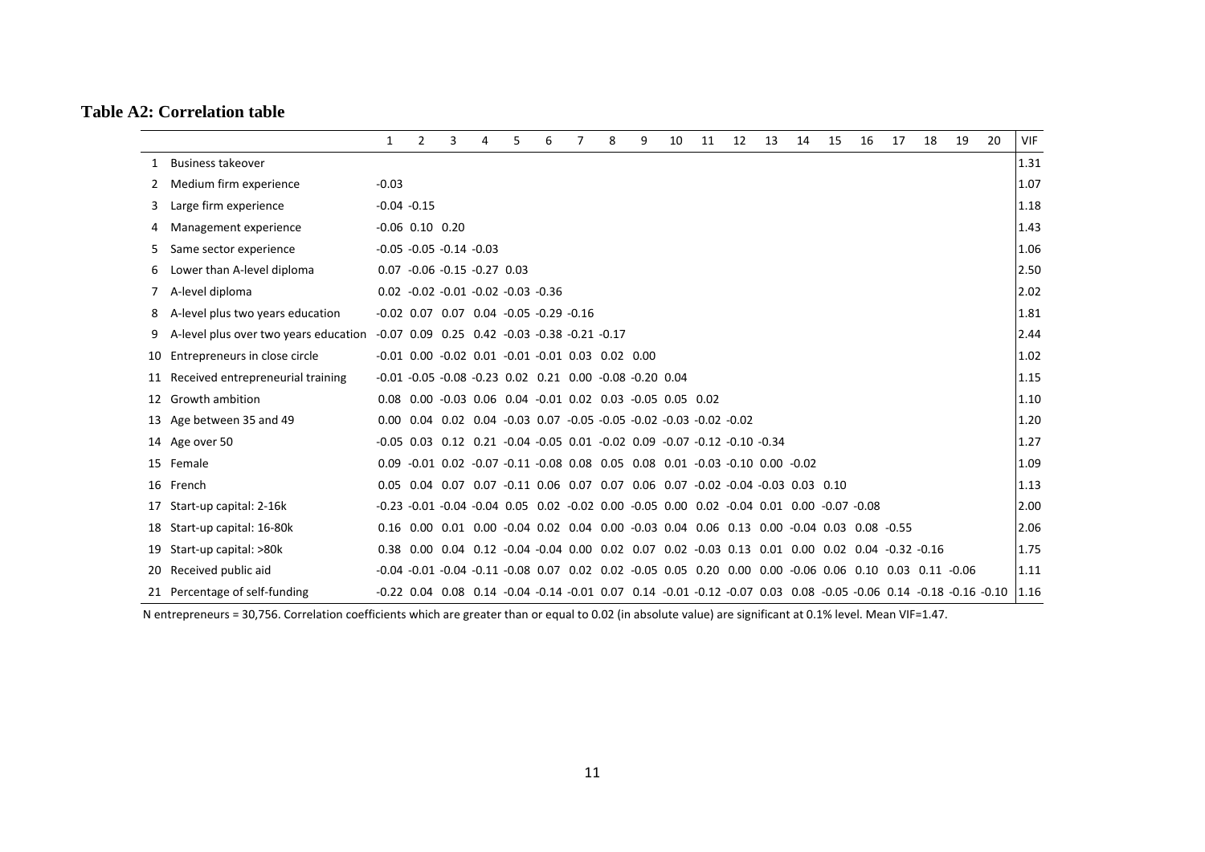**Table A2: Correlation table**

| | | 1 | 2 | 3 | 4 | 5 | 6 | 7 | 8 | 9 | 10 | 11 | 12 | 13 | 14 | 15 | 16 | 17 | 18 | 19 | 20 | VIF |
|---|---|---|---|---|---|---|---|---|---|---|---|---|---|---|---|---|---|---|---|---|---|---|
| 1 | Business takeover | | | | | | | | | | | | | | | | | | | | | 1.31 |
| 2 | Medium firm experience | -0.03 | | | | | | | | | | | | | | | | | | | | 1.07 |
| 3 | Large firm experience | -0.04 | -0.15 | | | | | | | | | | | | | | | | | | | 1.18 |
| 4 | Management experience | -0.06 | 0.10 | 0.20 | | | | | | | | | | | | | | | | | | 1.43 |
| 5 | Same sector experience | -0.05 | -0.05 | -0.14 | -0.03 | | | | | | | | | | | | | | | | | 1.06 |
| 6 | Lower than A-level diploma | 0.07 | -0.06 | -0.15 | -0.27 | 0.03 | | | | | | | | | | | | | | | | 2.50 |
| 7 | A-level diploma | 0.02 | -0.02 | -0.01 | -0.02 | -0.03 | -0.36 | | | | | | | | | | | | | | | 2.02 |
| 8 | A-level plus two years education | -0.02 | 0.07 | 0.07 | 0.04 | -0.05 | -0.29 | -0.16 | | | | | | | | | | | | | | 1.81 |
| 9 | A-level plus over two years education | -0.07 | 0.09 | 0.25 | 0.42 | -0.03 | -0.38 | -0.21 | -0.17 | | | | | | | | | | | | | 2.44 |
| 10 | Entrepreneurs in close circle | -0.01 | 0.00 | -0.02 | 0.01 | -0.01 | -0.01 | 0.03 | 0.02 | 0.00 | | | | | | | | | | | | 1.02 |
| 11 | Received entrepreneurial training | -0.01 | -0.05 | -0.08 | -0.23 | 0.02 | 0.21 | 0.00 | -0.08 | -0.20 | 0.04 | | | | | | | | | | | 1.15 |
| 12 | Growth ambition | 0.08 | 0.00 | -0.03 | 0.06 | 0.04 | -0.01 | 0.02 | 0.03 | -0.05 | 0.05 | 0.02 | | | | | | | | | | 1.10 |
| 13 | Age between 35 and 49 | 0.00 | 0.04 | 0.02 | 0.04 | -0.03 | 0.07 | -0.05 | -0.05 | -0.02 | -0.03 | -0.02 | -0.02 | | | | | | | | | 1.20 |
| 14 | Age over 50 | -0.05 | 0.03 | 0.12 | 0.21 | -0.04 | -0.05 | 0.01 | -0.02 | 0.09 | -0.07 | -0.12 | -0.10 | -0.34 | | | | | | | | 1.27 |
| 15 | Female | 0.09 | -0.01 | 0.02 | -0.07 | -0.11 | -0.08 | 0.08 | 0.05 | 0.08 | 0.01 | -0.03 | -0.10 | 0.00 | -0.02 | | | | | | | 1.09 |
| 16 | French | 0.05 | 0.04 | 0.07 | 0.07 | -0.11 | 0.06 | 0.07 | 0.07 | 0.06 | 0.07 | -0.02 | -0.04 | -0.03 | 0.03 | 0.10 | | | | | | 1.13 |
| 17 | Start-up capital: 2-16k | -0.23 | -0.01 | -0.04 | -0.04 | 0.05 | 0.02 | -0.02 | 0.00 | -0.05 | 0.00 | 0.02 | -0.04 | 0.01 | 0.00 | -0.07 | -0.08 | | | | | 2.00 |
| 18 | Start-up capital: 16-80k | 0.16 | 0.00 | 0.01 | 0.00 | -0.04 | 0.02 | 0.04 | 0.00 | -0.03 | 0.04 | 0.06 | 0.13 | 0.00 | -0.04 | 0.03 | 0.08 | -0.55 | | | | 2.06 |
| 19 | Start-up capital: >80k | 0.38 | 0.00 | 0.04 | 0.12 | -0.04 | -0.04 | 0.00 | 0.02 | 0.07 | 0.02 | -0.03 | 0.13 | 0.01 | 0.00 | 0.02 | 0.04 | -0.32 | -0.16 | | | 1.75 |
| 20 | Received public aid | -0.04 | -0.01 | -0.04 | -0.11 | -0.08 | 0.07 | 0.02 | 0.02 | -0.05 | 0.05 | 0.20 | 0.00 | 0.00 | -0.06 | 0.06 | 0.10 | 0.03 | 0.11 | -0.06 | | 1.11 |
| 21 | Percentage of self-funding | -0.22 | 0.04 | 0.08 | 0.14 | -0.04 | -0.14 | -0.01 | 0.07 | 0.14 | -0.01 | -0.12 | -0.07 | 0.03 | 0.08 | -0.05 | -0.06 | 0.14 | -0.18 | -0.16 | -0.10 | 1.16 |

N entrepreneurs = 30,756. Correlation coefficients which are greater than or equal to 0.02 (in absolute value) are significant at 0.1% level. Mean VIF=1.47.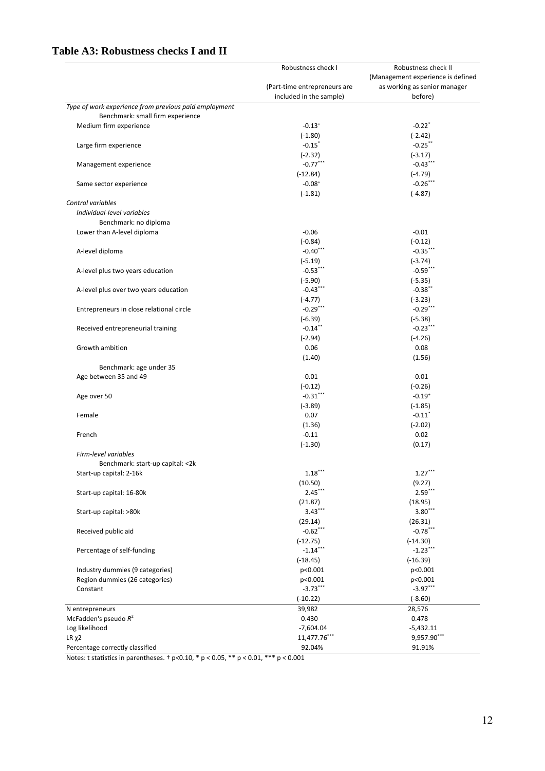## Table A3: Robustness checks I and II

| | Robustness check I (Part-time entrepreneurs are included in the sample) | Robustness check II (Management experience is defined as working as senior manager before) |
|---|---|---|
| *Type of work experience from previous paid employment* | | |
| Benchmark: small firm experience | | |
| Medium firm experience | -0.13† | -0.22* |
| | (-1.80) | (-2.42) |
| Large firm experience | -0.15* | -0.25** |
| | (-2.32) | (-3.17) |
| Management experience | -0.77*** | -0.43*** |
| | (-12.84) | (-4.79) |
| Same sector experience | -0.08† | -0.26*** |
| | (-1.81) | (-4.87) |
| *Control variables* | | |
| *Individual-level variables* | | |
| Benchmark: no diploma | | |
| Lower than A-level diploma | -0.06 | -0.01 |
| | (-0.84) | (-0.12) |
| A-level diploma | -0.40*** | -0.35*** |
| | (-5.19) | (-3.74) |
| A-level plus two years education | -0.53*** | -0.59*** |
| | (-5.90) | (-5.35) |
| A-level plus over two years education | -0.43*** | -0.38** |
| | (-4.77) | (-3.23) |
| Entrepreneurs in close relational circle | -0.29*** | -0.29*** |
| | (-6.39) | (-5.38) |
| Received entrepreneurial training | -0.14** | -0.23*** |
| | (-2.94) | (-4.26) |
| Growth ambition | 0.06 | 0.08 |
| | (1.40) | (1.56) |
| Benchmark: age under 35 | | |
| Age between 35 and 49 | -0.01 | -0.01 |
| | (-0.12) | (-0.26) |
| Age over 50 | -0.31*** | -0.19† |
| | (-3.89) | (-1.85) |
| Female | 0.07 | -0.11* |
| | (1.36) | (-2.02) |
| French | -0.11 | 0.02 |
| | (-1.30) | (0.17) |
| *Firm-level variables* | | |
| Benchmark: start-up capital: <2k | | |
| Start-up capital: 2-16k | 1.18*** | 1.27*** |
| | (10.50) | (9.27) |
| Start-up capital: 16-80k | 2.45*** | 2.59*** |
| | (21.87) | (18.95) |
| Start-up capital: >80k | 3.43*** | 3.80*** |
| | (29.14) | (26.31) |
| Received public aid | -0.62*** | -0.78*** |
| | (-12.75) | (-14.30) |
| Percentage of self-funding | -1.14*** | -1.23*** |
| | (-18.45) | (-16.39) |
| Industry dummies (9 categories) | p<0.001 | p<0.001 |
| Region dummies (26 categories) | p<0.001 | p<0.001 |
| Constant | -3.73*** | -3.97*** |
| | (-10.22) | (-8.60) |
| N entrepreneurs | 39,982 | 28,576 |
| McFadden's pseudo $R^2$ | 0.430 | 0.478 |
| Log likelihood | -7,604.04 | -5,432.11 |
| LR $\chi2$ | 11,477.76*** | 9,957.90*** |
| Percentage correctly classified | 92.04% | 91.91% |

Notes: t statistics in parentheses. † p<0.10, * p < 0.05, ** p < 0.01, *** p < 0.001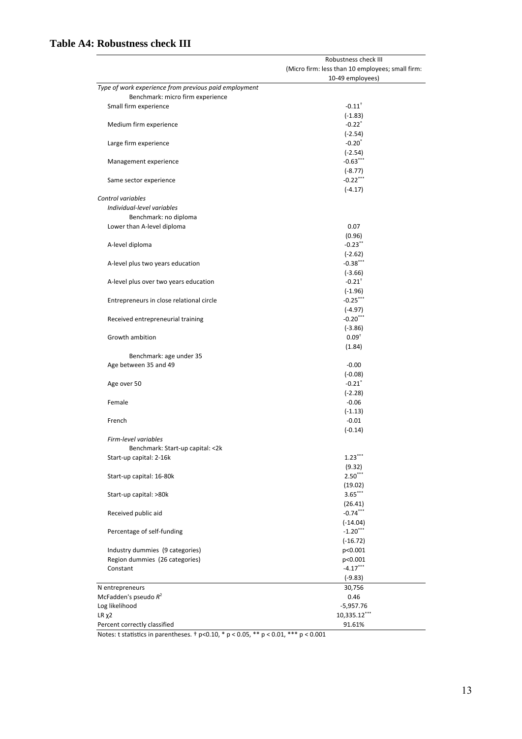## Table A4: Robustness check III

| | Robustness check III (Micro firm: less than 10 employees; small firm: 10-49 employees) |
|---|---|
| *Type of work experience from previous paid employment* | |
| Benchmark: micro firm experience | |
| Small firm experience | -0.11[†] |
| | (-1.83) |
| Medium firm experience | -0.22[*] |
| | (-2.54) |
| Large firm experience | -0.20[*] |
| | (-2.54) |
| Management experience | -0.63[***] |
| | (-8.77) |
| Same sector experience | -0.22[***] |
| | (-4.17) |
| *Control variables* | |
| *Individual-level variables* | |
| Benchmark: no diploma | |
| Lower than A-level diploma | 0.07 |
| | (0.96) |
| A-level diploma | -0.23[**] |
| | (-2.62) |
| A-level plus two years education | -0.38[***] |
| | (-3.66) |
| A-level plus over two years education | -0.21[†] |
| | (-1.96) |
| Entrepreneurs in close relational circle | -0.25[***] |
| | (-4.97) |
| Received entrepreneurial training | -0.20[***] |
| | (-3.86) |
| Growth ambition | 0.09[†] |
| | (1.84) |
| Benchmark: age under 35 | |
| Age between 35 and 49 | -0.00 |
| | (-0.08) |
| Age over 50 | -0.21[*] |
| | (-2.28) |
| Female | -0.06 |
| | (-1.13) |
| French | -0.01 |
| | (-0.14) |
| *Firm-level variables* | |
| Benchmark: Start-up capital: <2k | |
| Start-up capital: 2-16k | 1.23[***] |
| | (9.32) |
| Start-up capital: 16-80k | 2.50[***] |
| | (19.02) |
| Start-up capital: >80k | 3.65[***] |
| | (26.41) |
| Received public aid | -0.74[***] |
| | (-14.04) |
| Percentage of self-funding | -1.20[***] |
| | (-16.72) |
| Industry dummies (9 categories) | p<0.001 |
| Region dummies (26 categories) | p<0.001 |
| Constant | -4.17[***] |
| | (-9.83) |
| N entrepreneurs | 30,756 |
| McFadden's pseudo $R^2$ | 0.46 |
| Log likelihood | -5,957.76 |
| LR $\chi 2$ | 10,335.12[***] |
| Percent correctly classified | 91.61% |

Notes: t statistics in parentheses. † p<0.10, * p < 0.05, ** p < 0.01, *** p < 0.001